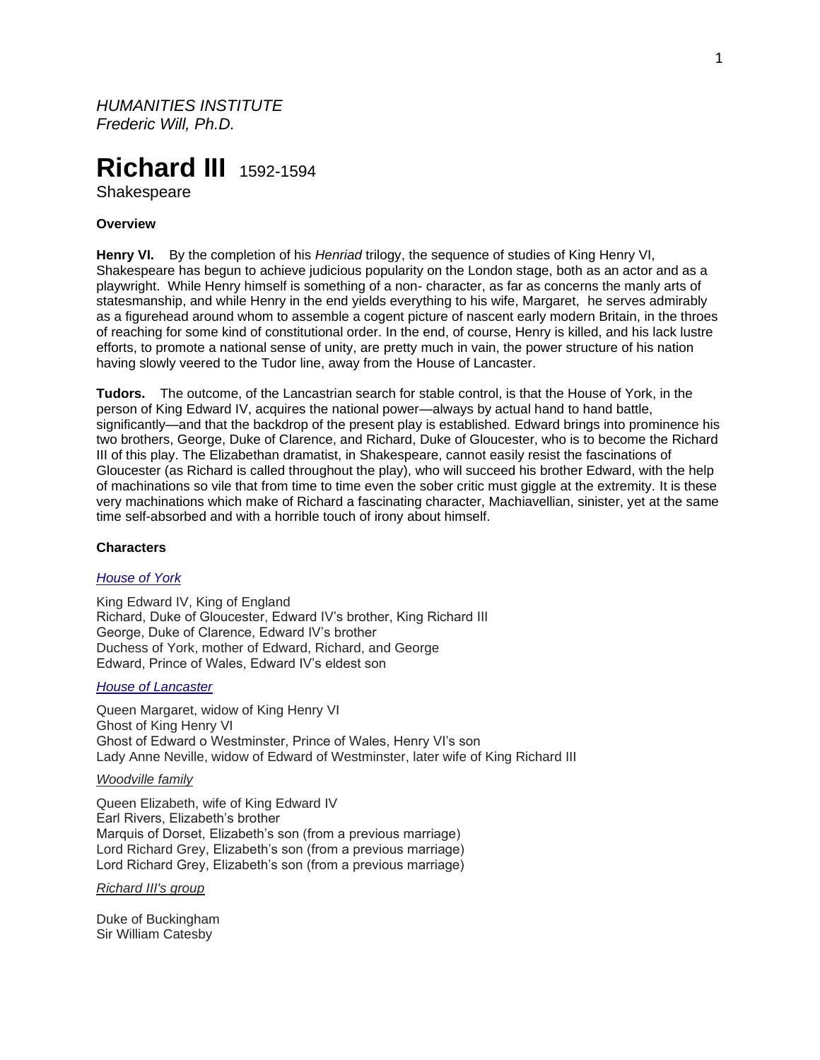*HUMANITIES INSTITUTE*
*Frederic Will, Ph.D.*

# Richard III 1592-1594

Shakespeare

**Overview**

**Henry VI.** By the completion of his *Henriad* trilogy, the sequence of studies of King Henry VI, Shakespeare has begun to achieve judicious popularity on the London stage, both as an actor and as a playwright. While Henry himself is something of a non- character, as far as concerns the manly arts of statesmanship, and while Henry in the end yields everything to his wife, Margaret, he serves admirably as a figurehead around whom to assemble a cogent picture of nascent early modern Britain, in the throes of reaching for some kind of constitutional order. In the end, of course, Henry is killed, and his lack lustre efforts, to promote a national sense of unity, are pretty much in vain, the power structure of his nation having slowly veered to the Tudor line, away from the House of Lancaster.

**Tudors.** The outcome, of the Lancastrian search for stable control, is that the House of York, in the person of King Edward IV, acquires the national power—always by actual hand to hand battle, significantly—and that the backdrop of the present play is established. Edward brings into prominence his two brothers, George, Duke of Clarence, and Richard, Duke of Gloucester, who is to become the Richard III of this play. The Elizabethan dramatist, in Shakespeare, cannot easily resist the fascinations of Gloucester (as Richard is called throughout the play), who will succeed his brother Edward, with the help of machinations so vile that from time to time even the sober critic must giggle at the extremity. It is these very machinations which make of Richard a fascinating character, Machiavellian, sinister, yet at the same time self-absorbed and with a horrible touch of irony about himself.

**Characters**

*House of York*

King Edward IV, King of England
Richard, Duke of Gloucester, Edward IV's brother, King Richard III
George, Duke of Clarence, Edward IV's brother
Duchess of York, mother of Edward, Richard, and George
Edward, Prince of Wales, Edward IV's eldest son

*House of Lancaster*

Queen Margaret, widow of King Henry VI
Ghost of King Henry VI
Ghost of Edward o Westminster, Prince of Wales, Henry VI's son
Lady Anne Neville, widow of Edward of Westminster, later wife of King Richard III

*Woodville family*

Queen Elizabeth, wife of King Edward IV
Earl Rivers, Elizabeth's brother
Marquis of Dorset, Elizabeth's son (from a previous marriage)
Lord Richard Grey, Elizabeth's son (from a previous marriage)
Lord Richard Grey, Elizabeth's son (from a previous marriage)

*Richard III's group*

Duke of Buckingham
Sir William Catesby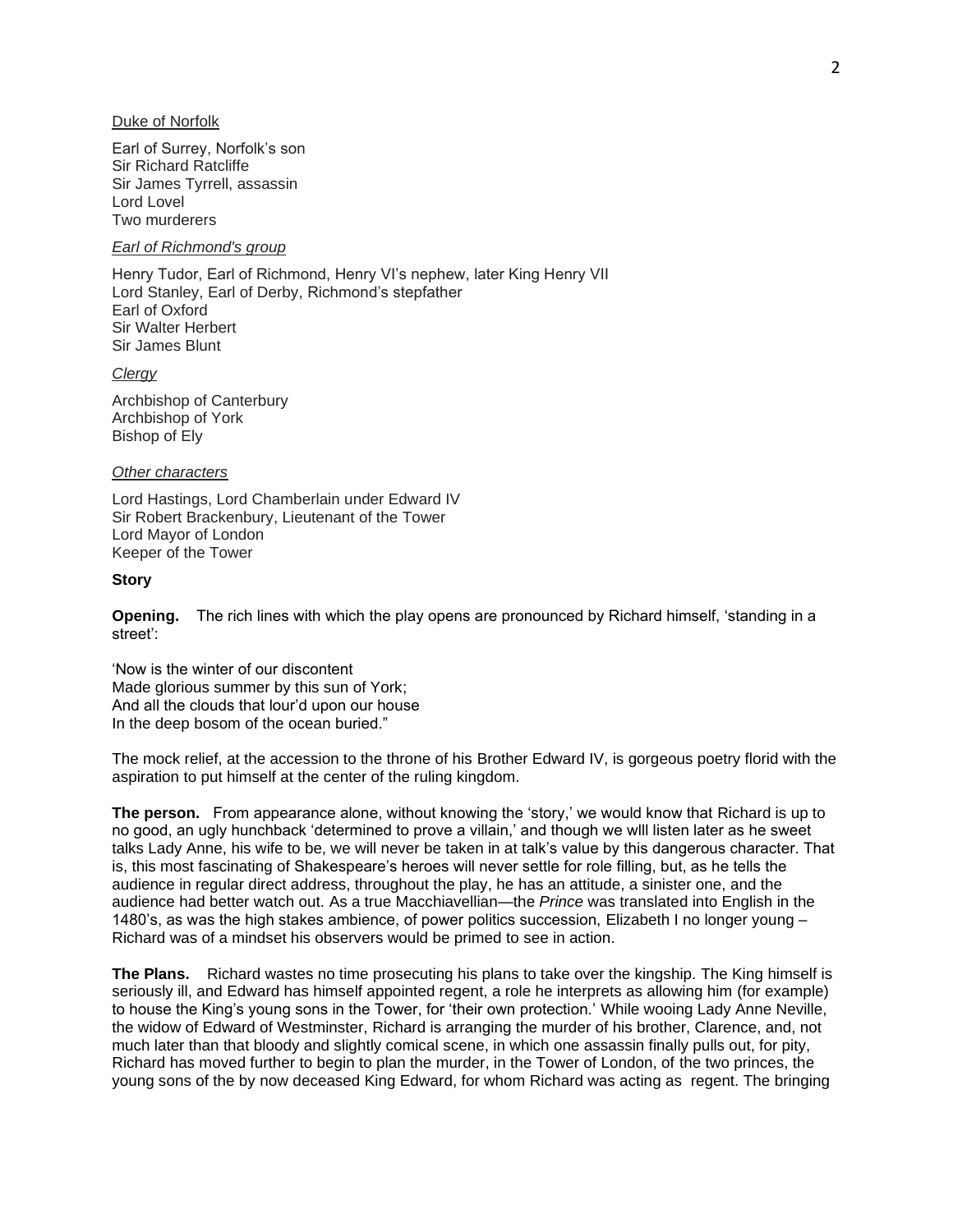Duke of Norfolk

Earl of Surrey, Norfolk's son
Sir Richard Ratcliffe
Sir James Tyrrell, assassin
Lord Lovel
Two murderers

*Earl of Richmond's group*

Henry Tudor, Earl of Richmond, Henry VI's nephew, later King Henry VII
Lord Stanley, Earl of Derby, Richmond's stepfather
Earl of Oxford
Sir Walter Herbert
Sir James Blunt

*Clergy*

Archbishop of Canterbury
Archbishop of York
Bishop of Ely

*Other characters*

Lord Hastings, Lord Chamberlain under Edward IV
Sir Robert Brackenbury, Lieutenant of the Tower
Lord Mayor of London
Keeper of the Tower

**Story**

**Opening.** The rich lines with which the play opens are pronounced by Richard himself, 'standing in a street':

'Now is the winter of our discontent
Made glorious summer by this sun of York;
And all the clouds that lour'd upon our house
In the deep bosom of the ocean buried."

The mock relief, at the accession to the throne of his Brother Edward IV, is gorgeous poetry florid with the aspiration to put himself at the center of the ruling kingdom.

**The person.** From appearance alone, without knowing the 'story,' we would know that Richard is up to no good, an ugly hunchback 'determined to prove a villain,' and though we wlll listen later as he sweet talks Lady Anne, his wife to be, we will never be taken in at talk's value by this dangerous character. That is, this most fascinating of Shakespeare's heroes will never settle for role filling, but, as he tells the audience in regular direct address, throughout the play, he has an attitude, a sinister one, and the audience had better watch out. As a true Macchiavellian—the *Prince* was translated into English in the 1480's, as was the high stakes ambience, of power politics succession, Elizabeth I no longer young – Richard was of a mindset his observers would be primed to see in action.

**The Plans.** Richard wastes no time prosecuting his plans to take over the kingship. The King himself is seriously ill, and Edward has himself appointed regent, a role he interprets as allowing him (for example) to house the King's young sons in the Tower, for 'their own protection.' While wooing Lady Anne Neville, the widow of Edward of Westminster, Richard is arranging the murder of his brother, Clarence, and, not much later than that bloody and slightly comical scene, in which one assassin finally pulls out, for pity, Richard has moved further to begin to plan the murder, in the Tower of London, of the two princes, the young sons of the by now deceased King Edward, for whom Richard was acting as regent. The bringing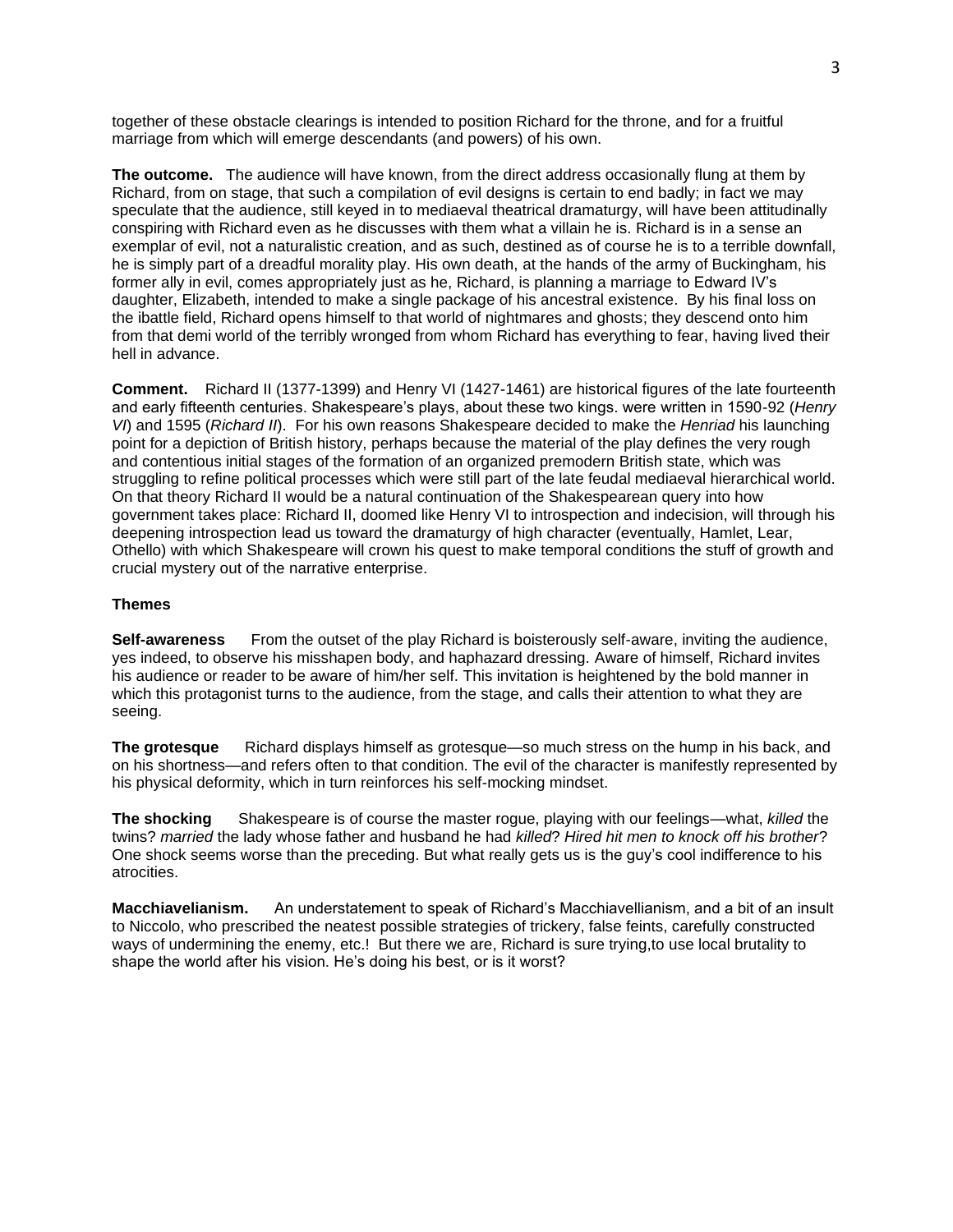together of these obstacle clearings is intended to position Richard for the throne, and for a fruitful marriage from which will emerge descendants (and powers) of his own.

**The outcome.** The audience will have known, from the direct address occasionally flung at them by Richard, from on stage, that such a compilation of evil designs is certain to end badly; in fact we may speculate that the audience, still keyed in to mediaeval theatrical dramaturgy, will have been attitudinally conspiring with Richard even as he discusses with them what a villain he is. Richard is in a sense an exemplar of evil, not a naturalistic creation, and as such, destined as of course he is to a terrible downfall, he is simply part of a dreadful morality play. His own death, at the hands of the army of Buckingham, his former ally in evil, comes appropriately just as he, Richard, is planning a marriage to Edward IV's daughter, Elizabeth, intended to make a single package of his ancestral existence. By his final loss on the ibattle field, Richard opens himself to that world of nightmares and ghosts; they descend onto him from that demi world of the terribly wronged from whom Richard has everything to fear, having lived their hell in advance.

**Comment.** Richard II (1377-1399) and Henry VI (1427-1461) are historical figures of the late fourteenth and early fifteenth centuries. Shakespeare's plays, about these two kings. were written in 1590-92 (*Henry VI*) and 1595 (*Richard II*). For his own reasons Shakespeare decided to make the *Henriad* his launching point for a depiction of British history, perhaps because the material of the play defines the very rough and contentious initial stages of the formation of an organized premodern British state, which was struggling to refine political processes which were still part of the late feudal mediaeval hierarchical world. On that theory Richard II would be a natural continuation of the Shakespearean query into how government takes place: Richard II, doomed like Henry VI to introspection and indecision, will through his deepening introspection lead us toward the dramaturgy of high character (eventually, Hamlet, Lear, Othello) with which Shakespeare will crown his quest to make temporal conditions the stuff of growth and crucial mystery out of the narrative enterprise.

### Themes

**Self-awareness** From the outset of the play Richard is boisterously self-aware, inviting the audience, yes indeed, to observe his misshapen body, and haphazard dressing. Aware of himself, Richard invites his audience or reader to be aware of him/her self. This invitation is heightened by the bold manner in which this protagonist turns to the audience, from the stage, and calls their attention to what they are seeing.

**The grotesque** Richard displays himself as grotesque—so much stress on the hump in his back, and on his shortness—and refers often to that condition. The evil of the character is manifestly represented by his physical deformity, which in turn reinforces his self-mocking mindset.

**The shocking** Shakespeare is of course the master rogue, playing with our feelings—what, *killed* the twins? *married* the lady whose father and husband he had *killed*? *Hired hit men to knock off his brother*? One shock seems worse than the preceding. But what really gets us is the guy's cool indifference to his atrocities.

**Macchiavelianism.** An understatement to speak of Richard's Macchiavellianism, and a bit of an insult to Niccolo, who prescribed the neatest possible strategies of trickery, false feints, carefully constructed ways of undermining the enemy, etc.! But there we are, Richard is sure trying,to use local brutality to shape the world after his vision. He's doing his best, or is it worst?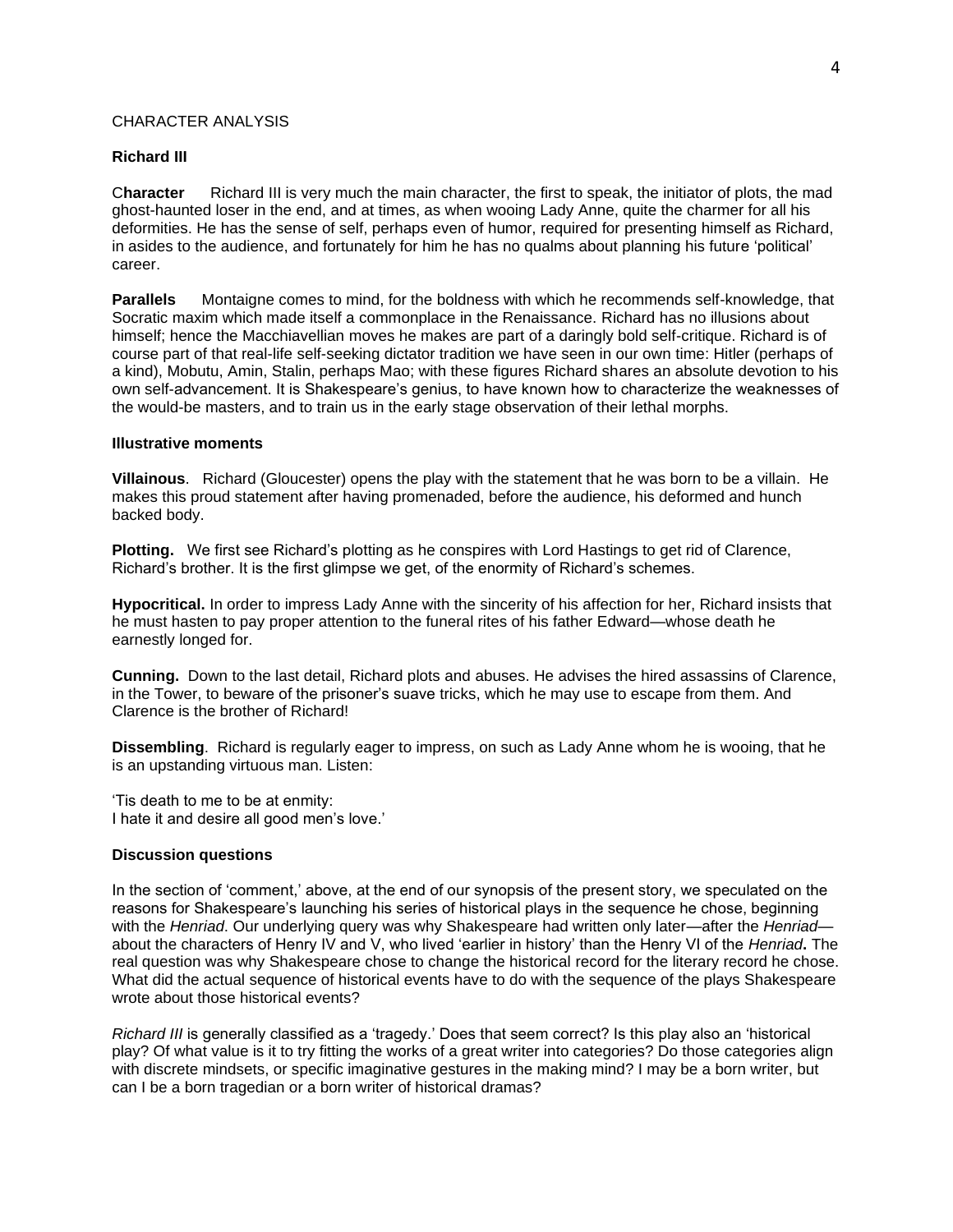CHARACTER ANALYSIS

**Richard III**

C**haracter** Richard III is very much the main character, the first to speak, the initiator of plots, the mad ghost-haunted loser in the end, and at times, as when wooing Lady Anne, quite the charmer for all his deformities. He has the sense of self, perhaps even of humor, required for presenting himself as Richard, in asides to the audience, and fortunately for him he has no qualms about planning his future 'political' career.

**Parallels** Montaigne comes to mind, for the boldness with which he recommends self-knowledge, that Socratic maxim which made itself a commonplace in the Renaissance. Richard has no illusions about himself; hence the Macchiavellian moves he makes are part of a daringly bold self-critique. Richard is of course part of that real-life self-seeking dictator tradition we have seen in our own time: Hitler (perhaps of a kind), Mobutu, Amin, Stalin, perhaps Mao; with these figures Richard shares an absolute devotion to his own self-advancement. It is Shakespeare's genius, to have known how to characterize the weaknesses of the would-be masters, and to train us in the early stage observation of their lethal morphs.

**Illustrative moments**

**Villainous**. Richard (Gloucester) opens the play with the statement that he was born to be a villain. He makes this proud statement after having promenaded, before the audience, his deformed and hunch backed body.

**Plotting.** We first see Richard's plotting as he conspires with Lord Hastings to get rid of Clarence, Richard's brother. It is the first glimpse we get, of the enormity of Richard's schemes.

**Hypocritical.** In order to impress Lady Anne with the sincerity of his affection for her, Richard insists that he must hasten to pay proper attention to the funeral rites of his father Edward—whose death he earnestly longed for.

**Cunning.** Down to the last detail, Richard plots and abuses. He advises the hired assassins of Clarence, in the Tower, to beware of the prisoner's suave tricks, which he may use to escape from them. And Clarence is the brother of Richard!

**Dissembling**. Richard is regularly eager to impress, on such as Lady Anne whom he is wooing, that he is an upstanding virtuous man. Listen:

'Tis death to me to be at enmity:
I hate it and desire all good men's love.'

**Discussion questions**

In the section of 'comment,' above, at the end of our synopsis of the present story, we speculated on the reasons for Shakespeare's launching his series of historical plays in the sequence he chose, beginning with the *Henriad*. Our underlying query was why Shakespeare had written only later—after the *Henriad*—about the characters of Henry IV and V, who lived 'earlier in history' than the Henry VI of the *Henriad***.** The real question was why Shakespeare chose to change the historical record for the literary record he chose. What did the actual sequence of historical events have to do with the sequence of the plays Shakespeare wrote about those historical events?

*Richard III* is generally classified as a 'tragedy.' Does that seem correct? Is this play also an 'historical play? Of what value is it to try fitting the works of a great writer into categories? Do those categories align with discrete mindsets, or specific imaginative gestures in the making mind? I may be a born writer, but can I be a born tragedian or a born writer of historical dramas?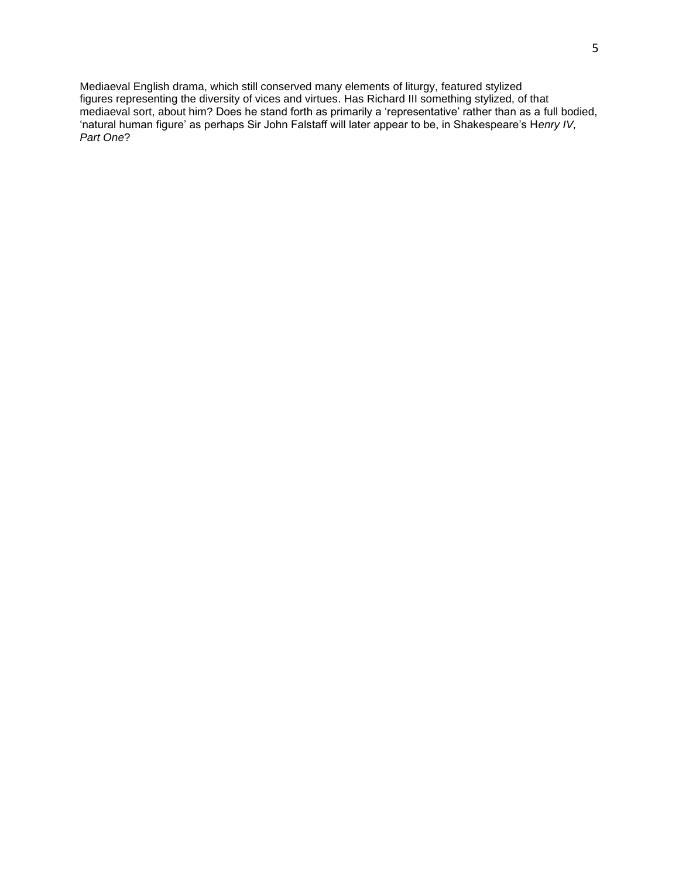Mediaeval English drama, which still conserved many elements of liturgy, featured stylized figures representing the diversity of vices and virtues. Has Richard III something stylized, of that mediaeval sort, about him? Does he stand forth as primarily a 'representative' rather than as a full bodied, 'natural human figure' as perhaps Sir John Falstaff will later appear to be, in Shakespeare's H*enry IV, Part One*?